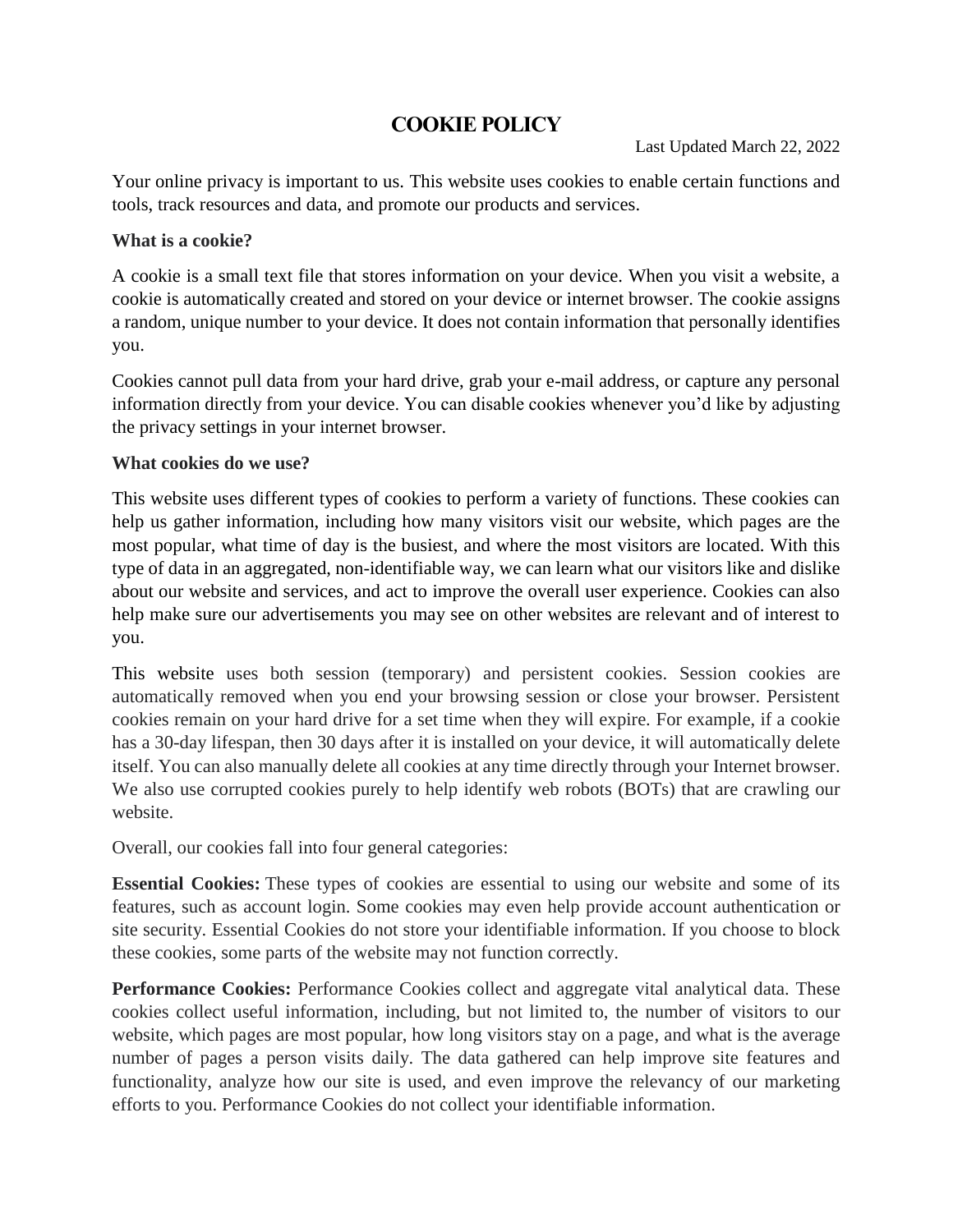# COOKIE POLICY

Last Updated March 22, 2022

Your online privacy is important to us. This website uses cookies to enable certain functions and tools, track resources and data, and promote our products and services.

**What is a cookie?**

A cookie is a small text file that stores information on your device. When you visit a website, a cookie is automatically created and stored on your device or internet browser. The cookie assigns a random, unique number to your device. It does not contain information that personally identifies you.

Cookies cannot pull data from your hard drive, grab your e-mail address, or capture any personal information directly from your device. You can disable cookies whenever you'd like by adjusting the privacy settings in your internet browser.

**What cookies do we use?**

This website uses different types of cookies to perform a variety of functions. These cookies can help us gather information, including how many visitors visit our website, which pages are the most popular, what time of day is the busiest, and where the most visitors are located. With this type of data in an aggregated, non-identifiable way, we can learn what our visitors like and dislike about our website and services, and act to improve the overall user experience. Cookies can also help make sure our advertisements you may see on other websites are relevant and of interest to you.

This website uses both session (temporary) and persistent cookies. Session cookies are automatically removed when you end your browsing session or close your browser. Persistent cookies remain on your hard drive for a set time when they will expire. For example, if a cookie has a 30-day lifespan, then 30 days after it is installed on your device, it will automatically delete itself. You can also manually delete all cookies at any time directly through your Internet browser. We also use corrupted cookies purely to help identify web robots (BOTs) that are crawling our website.

Overall, our cookies fall into four general categories:

**Essential Cookies:** These types of cookies are essential to using our website and some of its features, such as account login. Some cookies may even help provide account authentication or site security. Essential Cookies do not store your identifiable information. If you choose to block these cookies, some parts of the website may not function correctly.

**Performance Cookies:** Performance Cookies collect and aggregate vital analytical data. These cookies collect useful information, including, but not limited to, the number of visitors to our website, which pages are most popular, how long visitors stay on a page, and what is the average number of pages a person visits daily. The data gathered can help improve site features and functionality, analyze how our site is used, and even improve the relevancy of our marketing efforts to you. Performance Cookies do not collect your identifiable information.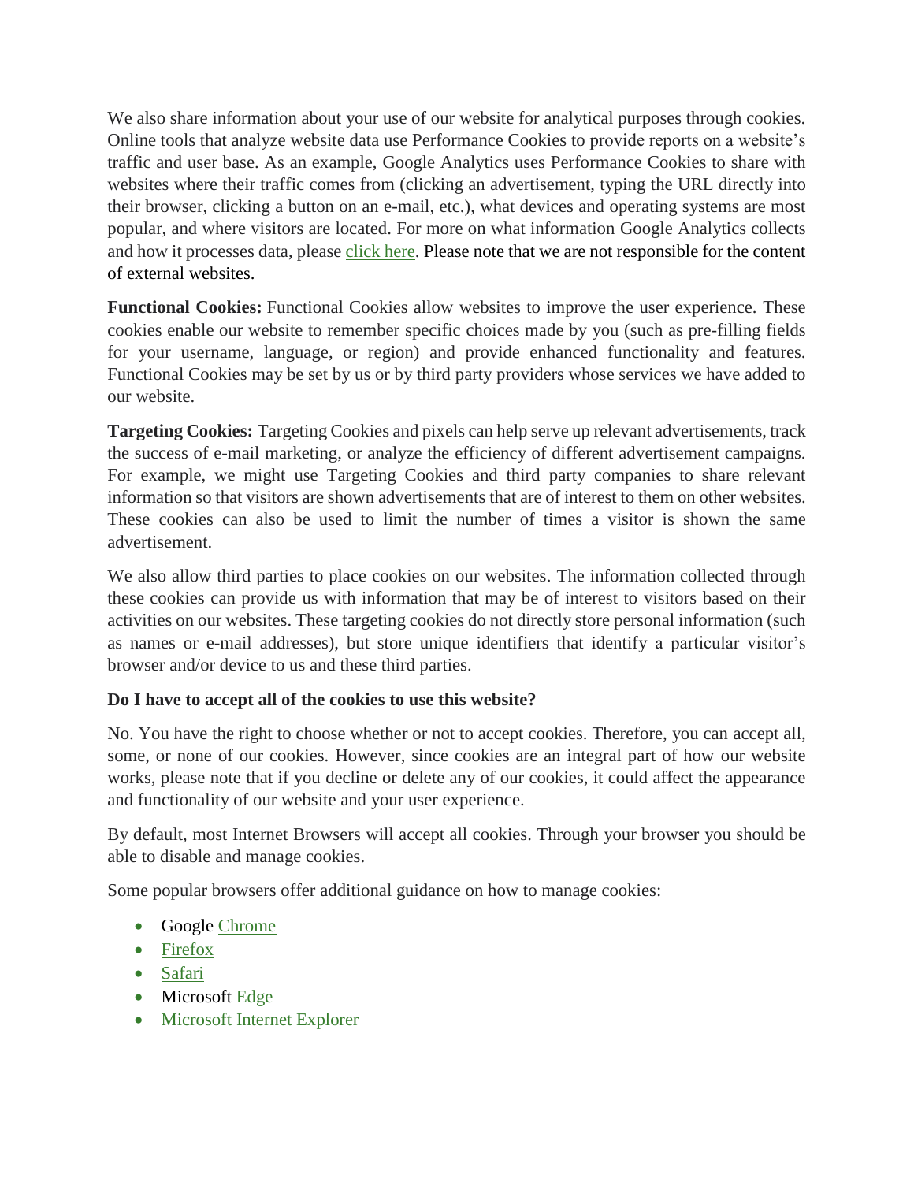We also share information about your use of our website for analytical purposes through cookies. Online tools that analyze website data use Performance Cookies to provide reports on a website's traffic and user base. As an example, Google Analytics uses Performance Cookies to share with websites where their traffic comes from (clicking an advertisement, typing the URL directly into their browser, clicking a button on an e-mail, etc.), what devices and operating systems are most popular, and where visitors are located. For more on what information Google Analytics collects and how it processes data, please click here. Please note that we are not responsible for the content of external websites.

**Functional Cookies:** Functional Cookies allow websites to improve the user experience. These cookies enable our website to remember specific choices made by you (such as pre-filling fields for your username, language, or region) and provide enhanced functionality and features. Functional Cookies may be set by us or by third party providers whose services we have added to our website.

**Targeting Cookies:** Targeting Cookies and pixels can help serve up relevant advertisements, track the success of e-mail marketing, or analyze the efficiency of different advertisement campaigns. For example, we might use Targeting Cookies and third party companies to share relevant information so that visitors are shown advertisements that are of interest to them on other websites. These cookies can also be used to limit the number of times a visitor is shown the same advertisement.

We also allow third parties to place cookies on our websites. The information collected through these cookies can provide us with information that may be of interest to visitors based on their activities on our websites. These targeting cookies do not directly store personal information (such as names or e-mail addresses), but store unique identifiers that identify a particular visitor's browser and/or device to us and these third parties.

**Do I have to accept all of the cookies to use this website?**

No. You have the right to choose whether or not to accept cookies. Therefore, you can accept all, some, or none of our cookies. However, since cookies are an integral part of how our website works, please note that if you decline or delete any of our cookies, it could affect the appearance and functionality of our website and your user experience.

By default, most Internet Browsers will accept all cookies. Through your browser you should be able to disable and manage cookies.

Some popular browsers offer additional guidance on how to manage cookies:

- Google Chrome
- Firefox
- Safari
- Microsoft Edge
- Microsoft Internet Explorer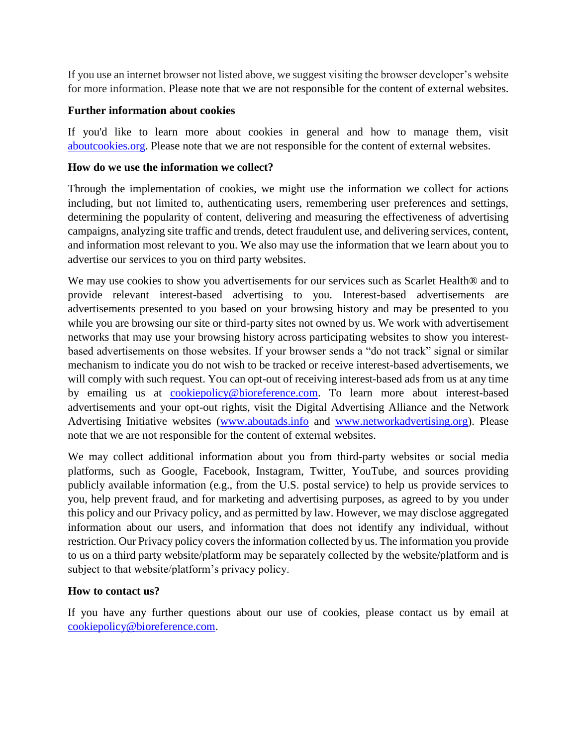If you use an internet browser not listed above, we suggest visiting the browser developer's website for more information. Please note that we are not responsible for the content of external websites.

**Further information about cookies**

If you'd like to learn more about cookies in general and how to manage them, visit [aboutcookies.org](aboutcookies.org). Please note that we are not responsible for the content of external websites.

**How do we use the information we collect?**

Through the implementation of cookies, we might use the information we collect for actions including, but not limited to, authenticating users, remembering user preferences and settings, determining the popularity of content, delivering and measuring the effectiveness of advertising campaigns, analyzing site traffic and trends, detect fraudulent use, and delivering services, content, and information most relevant to you. We also may use the information that we learn about you to advertise our services to you on third party websites.

We may use cookies to show you advertisements for our services such as Scarlet Health® and to provide relevant interest-based advertising to you. Interest-based advertisements are advertisements presented to you based on your browsing history and may be presented to you while you are browsing our site or third-party sites not owned by us. We work with advertisement networks that may use your browsing history across participating websites to show you interest-based advertisements on those websites. If your browser sends a "do not track" signal or similar mechanism to indicate you do not wish to be tracked or receive interest-based advertisements, we will comply with such request. You can opt-out of receiving interest-based ads from us at any time by emailing us at [cookiepolicy@bioreference.com](mailto:cookiepolicy@bioreference.com). To learn more about interest-based advertisements and your opt-out rights, visit the Digital Advertising Alliance and the Network Advertising Initiative websites ([www.aboutads.info](www.aboutads.info) and [www.networkadvertising.org](www.networkadvertising.org)). Please note that we are not responsible for the content of external websites.

We may collect additional information about you from third-party websites or social media platforms, such as Google, Facebook, Instagram, Twitter, YouTube, and sources providing publicly available information (e.g., from the U.S. postal service) to help us provide services to you, help prevent fraud, and for marketing and advertising purposes, as agreed to by you under this policy and our Privacy policy, and as permitted by law. However, we may disclose aggregated information about our users, and information that does not identify any individual, without restriction. Our Privacy policy covers the information collected by us. The information you provide to us on a third party website/platform may be separately collected by the website/platform and is subject to that website/platform's privacy policy.

**How to contact us?**

If you have any further questions about our use of cookies, please contact us by email at [cookiepolicy@bioreference.com](mailto:cookiepolicy@bioreference.com).